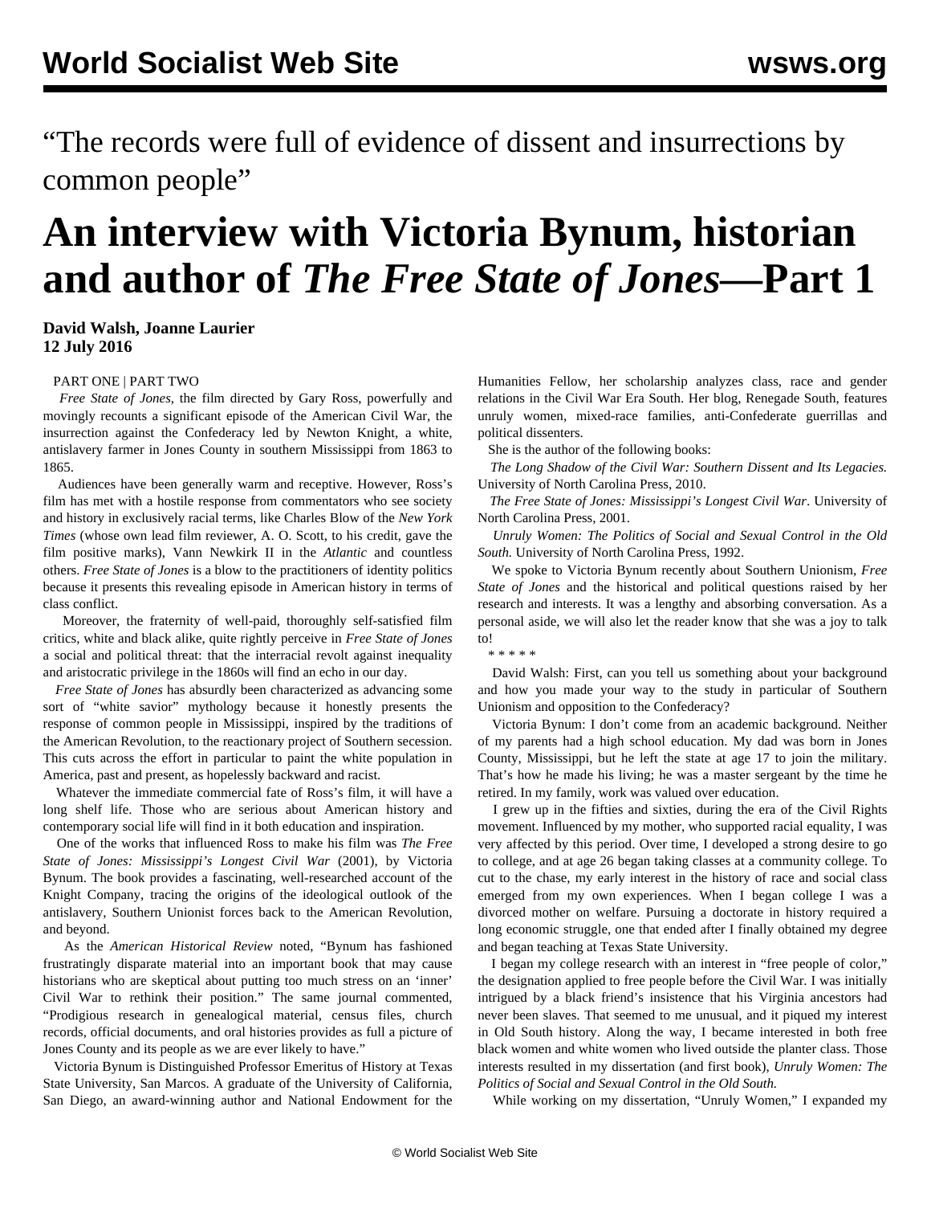“The records were full of evidence of dissent and insurrections by common people”

# An interview with Victoria Bynum, historian and author of *The Free State of Jones*—Part 1

**David Walsh, Joanne Laurier**
**12 July 2016**

PART ONE | PART TWO

*Free State of Jones*, the film directed by Gary Ross, powerfully and movingly recounts a significant episode of the American Civil War, the insurrection against the Confederacy led by Newton Knight, a white, antislavery farmer in Jones County in southern Mississippi from 1863 to 1865.

Audiences have been generally warm and receptive. However, Ross’s film has met with a hostile response from commentators who see society and history in exclusively racial terms, like Charles Blow of the *New York Times* (whose own lead film reviewer, A. O. Scott, to his credit, gave the film positive marks), Vann Newkirk II in the *Atlantic* and countless others. *Free State of Jones* is a blow to the practitioners of identity politics because it presents this revealing episode in American history in terms of class conflict.

Moreover, the fraternity of well-paid, thoroughly self-satisfied film critics, white and black alike, quite rightly perceive in *Free State of Jones* a social and political threat: that the interracial revolt against inequality and aristocratic privilege in the 1860s will find an echo in our day.

*Free State of Jones* has absurdly been characterized as advancing some sort of “white savior” mythology because it honestly presents the response of common people in Mississippi, inspired by the traditions of the American Revolution, to the reactionary project of Southern secession. This cuts across the effort in particular to paint the white population in America, past and present, as hopelessly backward and racist.

Whatever the immediate commercial fate of Ross’s film, it will have a long shelf life. Those who are serious about American history and contemporary social life will find in it both education and inspiration.

One of the works that influenced Ross to make his film was *The Free State of Jones: Mississippi’s Longest Civil War* (2001), by Victoria Bynum. The book provides a fascinating, well-researched account of the Knight Company, tracing the origins of the ideological outlook of the antislavery, Southern Unionist forces back to the American Revolution, and beyond.

As the *American Historical Review* noted, “Bynum has fashioned frustratingly disparate material into an important book that may cause historians who are skeptical about putting too much stress on an ‘inner’ Civil War to rethink their position.” The same journal commented, “Prodigious research in genealogical material, census files, church records, official documents, and oral histories provides as full a picture of Jones County and its people as we are ever likely to have.”

Victoria Bynum is Distinguished Professor Emeritus of History at Texas State University, San Marcos. A graduate of the University of California, San Diego, an award-winning author and National Endowment for the Humanities Fellow, her scholarship analyzes class, race and gender relations in the Civil War Era South. Her blog, Renegade South, features unruly women, mixed-race families, anti-Confederate guerrillas and political dissenters.

She is the author of the following books:

*The Long Shadow of the Civil War: Southern Dissent and Its Legacies.* University of North Carolina Press, 2010.

*The Free State of Jones: Mississippi’s Longest Civil War*. University of North Carolina Press, 2001.

*Unruly Women: The Politics of Social and Sexual Control in the Old South.* University of North Carolina Press, 1992.

We spoke to Victoria Bynum recently about Southern Unionism, *Free State of Jones* and the historical and political questions raised by her research and interests. It was a lengthy and absorbing conversation. As a personal aside, we will also let the reader know that she was a joy to talk to!

\* \* \* \* \*

David Walsh: First, can you tell us something about your background and how you made your way to the study in particular of Southern Unionism and opposition to the Confederacy?

Victoria Bynum: I don’t come from an academic background. Neither of my parents had a high school education. My dad was born in Jones County, Mississippi, but he left the state at age 17 to join the military. That’s how he made his living; he was a master sergeant by the time he retired. In my family, work was valued over education.

I grew up in the fifties and sixties, during the era of the Civil Rights movement. Influenced by my mother, who supported racial equality, I was very affected by this period. Over time, I developed a strong desire to go to college, and at age 26 began taking classes at a community college. To cut to the chase, my early interest in the history of race and social class emerged from my own experiences. When I began college I was a divorced mother on welfare. Pursuing a doctorate in history required a long economic struggle, one that ended after I finally obtained my degree and began teaching at Texas State University.

I began my college research with an interest in “free people of color,” the designation applied to free people before the Civil War. I was initially intrigued by a black friend’s insistence that his Virginia ancestors had never been slaves. That seemed to me unusual, and it piqued my interest in Old South history. Along the way, I became interested in both free black women and white women who lived outside the planter class. Those interests resulted in my dissertation (and first book), *Unruly Women: The Politics of Social and Sexual Control in the Old South.*

While working on my dissertation, “Unruly Women,” I expanded my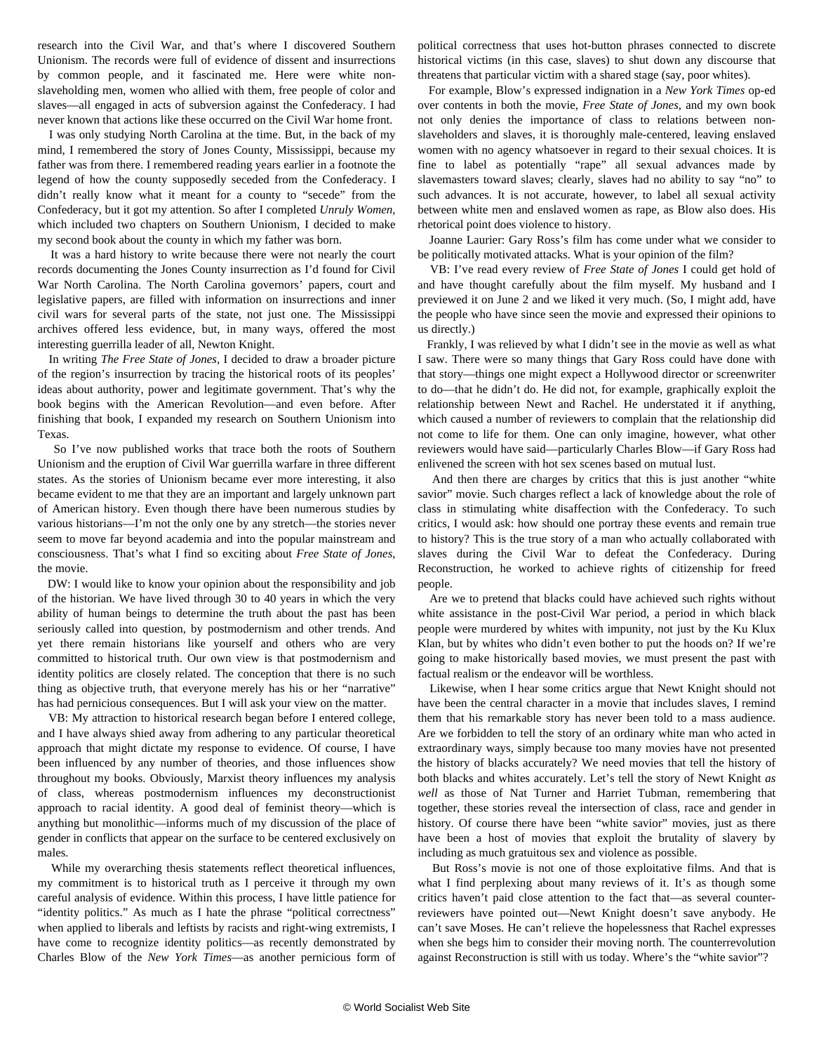research into the Civil War, and that's where I discovered Southern Unionism. The records were full of evidence of dissent and insurrections by common people, and it fascinated me. Here were white non-slaveholding men, women who allied with them, free people of color and slaves—all engaged in acts of subversion against the Confederacy. I had never known that actions like these occurred on the Civil War home front.

I was only studying North Carolina at the time. But, in the back of my mind, I remembered the story of Jones County, Mississippi, because my father was from there. I remembered reading years earlier in a footnote the legend of how the county supposedly seceded from the Confederacy. I didn't really know what it meant for a county to "secede" from the Confederacy, but it got my attention. So after I completed *Unruly Women*, which included two chapters on Southern Unionism, I decided to make my second book about the county in which my father was born.

It was a hard history to write because there were not nearly the court records documenting the Jones County insurrection as I'd found for Civil War North Carolina. The North Carolina governors' papers, court and legislative papers, are filled with information on insurrections and inner civil wars for several parts of the state, not just one. The Mississippi archives offered less evidence, but, in many ways, offered the most interesting guerrilla leader of all, Newton Knight.

In writing *The Free State of Jones*, I decided to draw a broader picture of the region's insurrection by tracing the historical roots of its peoples' ideas about authority, power and legitimate government. That's why the book begins with the American Revolution—and even before. After finishing that book, I expanded my research on Southern Unionism into Texas.

So I've now published works that trace both the roots of Southern Unionism and the eruption of Civil War guerrilla warfare in three different states. As the stories of Unionism became ever more interesting, it also became evident to me that they are an important and largely unknown part of American history. Even though there have been numerous studies by various historians—I'm not the only one by any stretch—the stories never seem to move far beyond academia and into the popular mainstream and consciousness. That's what I find so exciting about *Free State of Jones*, the movie.

DW: I would like to know your opinion about the responsibility and job of the historian. We have lived through 30 to 40 years in which the very ability of human beings to determine the truth about the past has been seriously called into question, by postmodernism and other trends. And yet there remain historians like yourself and others who are very committed to historical truth. Our own view is that postmodernism and identity politics are closely related. The conception that there is no such thing as objective truth, that everyone merely has his or her "narrative" has had pernicious consequences. But I will ask your view on the matter.

VB: My attraction to historical research began before I entered college, and I have always shied away from adhering to any particular theoretical approach that might dictate my response to evidence. Of course, I have been influenced by any number of theories, and those influences show throughout my books. Obviously, Marxist theory influences my analysis of class, whereas postmodernism influences my deconstructionist approach to racial identity. A good deal of feminist theory—which is anything but monolithic—informs much of my discussion of the place of gender in conflicts that appear on the surface to be centered exclusively on males.

While my overarching thesis statements reflect theoretical influences, my commitment is to historical truth as I perceive it through my own careful analysis of evidence. Within this process, I have little patience for "identity politics." As much as I hate the phrase "political correctness" when applied to liberals and leftists by racists and right-wing extremists, I have come to recognize identity politics—as recently demonstrated by Charles Blow of the *New York Times*—as another pernicious form of political correctness that uses hot-button phrases connected to discrete historical victims (in this case, slaves) to shut down any discourse that threatens that particular victim with a shared stage (say, poor whites).

For example, Blow's expressed indignation in a *New York Times* op-ed over contents in both the movie, *Free State of Jones*, and my own book not only denies the importance of class to relations between non-slaveholders and slaves, it is thoroughly male-centered, leaving enslaved women with no agency whatsoever in regard to their sexual choices. It is fine to label as potentially "rape" all sexual advances made by slavemasters toward slaves; clearly, slaves had no ability to say "no" to such advances. It is not accurate, however, to label all sexual activity between white men and enslaved women as rape, as Blow also does. His rhetorical point does violence to history.

Joanne Laurier: Gary Ross's film has come under what we consider to be politically motivated attacks. What is your opinion of the film?

VB: I've read every review of *Free State of Jones* I could get hold of and have thought carefully about the film myself. My husband and I previewed it on June 2 and we liked it very much. (So, I might add, have the people who have since seen the movie and expressed their opinions to us directly.)

Frankly, I was relieved by what I didn't see in the movie as well as what I saw. There were so many things that Gary Ross could have done with that story—things one might expect a Hollywood director or screenwriter to do—that he didn't do. He did not, for example, graphically exploit the relationship between Newt and Rachel. He understated it if anything, which caused a number of reviewers to complain that the relationship did not come to life for them. One can only imagine, however, what other reviewers would have said—particularly Charles Blow—if Gary Ross had enlivened the screen with hot sex scenes based on mutual lust.

And then there are charges by critics that this is just another "white savior" movie. Such charges reflect a lack of knowledge about the role of class in stimulating white disaffection with the Confederacy. To such critics, I would ask: how should one portray these events and remain true to history? This is the true story of a man who actually collaborated with slaves during the Civil War to defeat the Confederacy. During Reconstruction, he worked to achieve rights of citizenship for freed people.

Are we to pretend that blacks could have achieved such rights without white assistance in the post-Civil War period, a period in which black people were murdered by whites with impunity, not just by the Ku Klux Klan, but by whites who didn't even bother to put the hoods on? If we're going to make historically based movies, we must present the past with factual realism or the endeavor will be worthless.

Likewise, when I hear some critics argue that Newt Knight should not have been the central character in a movie that includes slaves, I remind them that his remarkable story has never been told to a mass audience. Are we forbidden to tell the story of an ordinary white man who acted in extraordinary ways, simply because too many movies have not presented the history of blacks accurately? We need movies that tell the history of both blacks and whites accurately. Let's tell the story of Newt Knight *as well* as those of Nat Turner and Harriet Tubman, remembering that together, these stories reveal the intersection of class, race and gender in history. Of course there have been "white savior" movies, just as there have been a host of movies that exploit the brutality of slavery by including as much gratuitous sex and violence as possible.

But Ross's movie is not one of those exploitative films. And that is what I find perplexing about many reviews of it. It's as though some critics haven't paid close attention to the fact that—as several counter-reviewers have pointed out—Newt Knight doesn't save anybody. He can't save Moses. He can't relieve the hopelessness that Rachel expresses when she begs him to consider their moving north. The counterrevolution against Reconstruction is still with us today. Where's the "white savior"?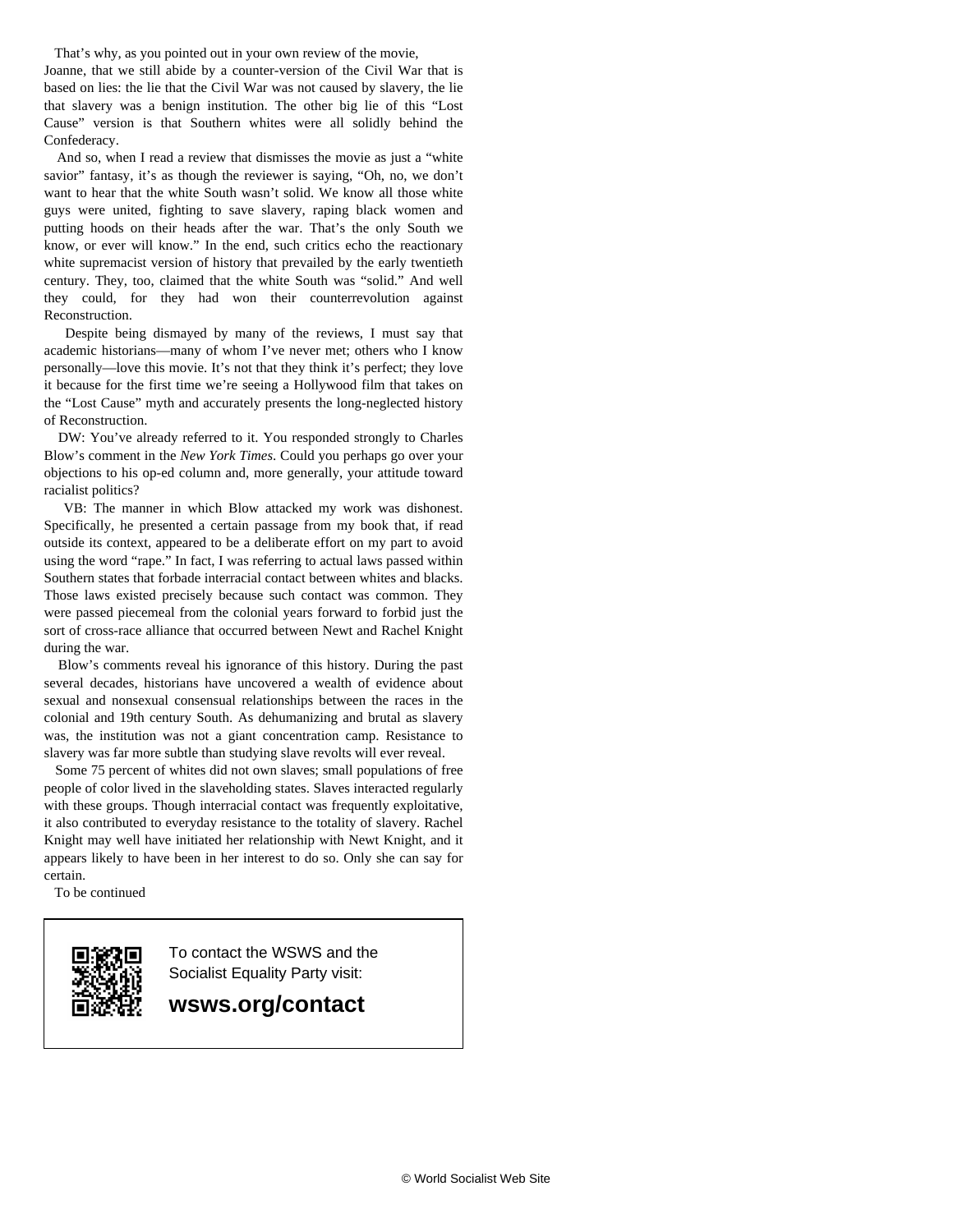That's why, as you pointed out in your own review of the movie, Joanne, that we still abide by a counter-version of the Civil War that is based on lies: the lie that the Civil War was not caused by slavery, the lie that slavery was a benign institution. The other big lie of this "Lost Cause" version is that Southern whites were all solidly behind the Confederacy.

And so, when I read a review that dismisses the movie as just a "white savior" fantasy, it's as though the reviewer is saying, "Oh, no, we don't want to hear that the white South wasn't solid. We know all those white guys were united, fighting to save slavery, raping black women and putting hoods on their heads after the war. That's the only South we know, or ever will know." In the end, such critics echo the reactionary white supremacist version of history that prevailed by the early twentieth century. They, too, claimed that the white South was "solid." And well they could, for they had won their counterrevolution against Reconstruction.

Despite being dismayed by many of the reviews, I must say that academic historians—many of whom I've never met; others who I know personally—love this movie. It's not that they think it's perfect; they love it because for the first time we're seeing a Hollywood film that takes on the "Lost Cause" myth and accurately presents the long-neglected history of Reconstruction.

DW: You've already referred to it. You responded strongly to Charles Blow's comment in the *New York Times*. Could you perhaps go over your objections to his op-ed column and, more generally, your attitude toward racialist politics?

VB: The manner in which Blow attacked my work was dishonest. Specifically, he presented a certain passage from my book that, if read outside its context, appeared to be a deliberate effort on my part to avoid using the word "rape." In fact, I was referring to actual laws passed within Southern states that forbade interracial contact between whites and blacks. Those laws existed precisely because such contact was common. They were passed piecemeal from the colonial years forward to forbid just the sort of cross-race alliance that occurred between Newt and Rachel Knight during the war.

Blow's comments reveal his ignorance of this history. During the past several decades, historians have uncovered a wealth of evidence about sexual and nonsexual consensual relationships between the races in the colonial and 19th century South. As dehumanizing and brutal as slavery was, the institution was not a giant concentration camp. Resistance to slavery was far more subtle than studying slave revolts will ever reveal.

Some 75 percent of whites did not own slaves; small populations of free people of color lived in the slaveholding states. Slaves interacted regularly with these groups. Though interracial contact was frequently exploitative, it also contributed to everyday resistance to the totality of slavery. Rachel Knight may well have initiated her relationship with Newt Knight, and it appears likely to have been in her interest to do so. Only she can say for certain.

To be continued

To contact the WSWS and the Socialist Equality Party visit:

**wsws.org/contact**